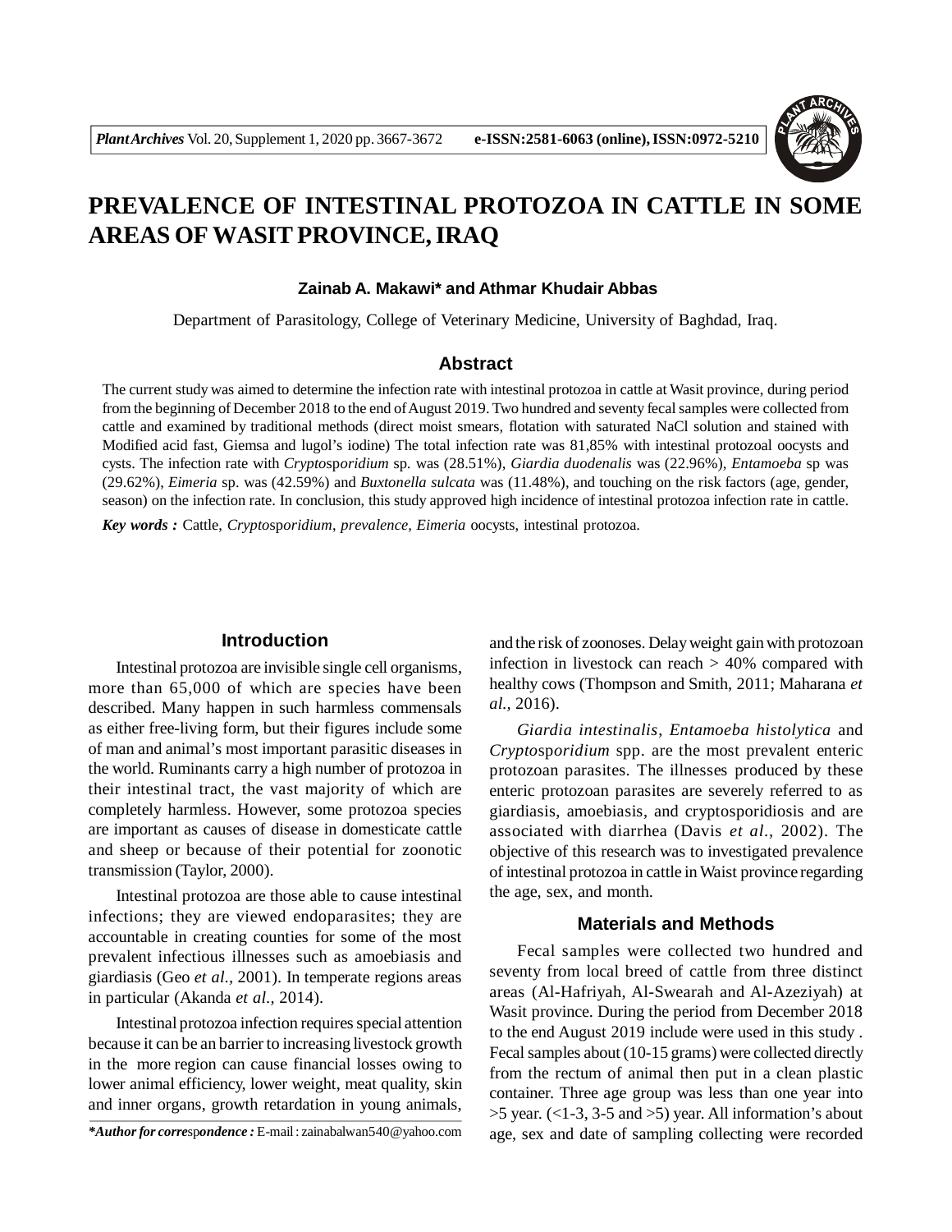# PREVALENCE OF INTESTINAL PROTOZOA IN CATTLE IN SOME AREAS OF WASIT PROVINCE, IRAQ

**Zainab A. Makawi\* and Athmar Khudair Abbas**

Department of Parasitology, College of Veterinary Medicine, University of Baghdad, Iraq.

## Abstract

The current study was aimed to determine the infection rate with intestinal protozoa in cattle at Wasit province, during period from the beginning of December 2018 to the end of August 2019. Two hundred and seventy fecal samples were collected from cattle and examined by traditional methods (direct moist smears, flotation with saturated NaCl solution and stained with Modified acid fast, Giemsa and lugol's iodine) The total infection rate was 81,85% with intestinal protozoal oocysts and cysts. The infection rate with *Cryptosporidium* sp. was (28.51%), *Giardia duodenalis* was (22.96%), *Entamoeba* sp was (29.62%), *Eimeria* sp. was (42.59%) and *Buxtonella sulcata* was (11.48%), and touching on the risk factors (age, gender, season) on the infection rate. In conclusion, this study approved high incidence of intestinal protozoa infection rate in cattle.

***Key words :*** Cattle, *Cryptosporidium, prevalence, Eimeria* oocysts, intestinal protozoa.

## Introduction

Intestinal protozoa are invisible single cell organisms, more than 65,000 of which are species have been described. Many happen in such harmless commensals as either free-living form, but their figures include some of man and animal's most important parasitic diseases in the world. Ruminants carry a high number of protozoa in their intestinal tract, the vast majority of which are completely harmless. However, some protozoa species are important as causes of disease in domesticate cattle and sheep or because of their potential for zoonotic transmission (Taylor, 2000).

Intestinal protozoa are those able to cause intestinal infections; they are viewed endoparasites; they are accountable in creating counties for some of the most prevalent infectious illnesses such as amoebiasis and giardiasis (Geo *et al.,* 2001). In temperate regions areas in particular (Akanda *et al.,* 2014).

Intestinal protozoa infection requires special attention because it can be an barrier to increasing livestock growth in the more region can cause financial losses owing to lower animal efficiency, lower weight, meat quality, skin and inner organs, growth retardation in young animals, and the risk of zoonoses. Delay weight gain with protozoan infection in livestock can reach > 40% compared with healthy cows (Thompson and Smith, 2011; Maharana *et al.,* 2016).

*Giardia intestinalis, Entamoeba histolytica* and *Cryptosporidium* spp. are the most prevalent enteric protozoan parasites. The illnesses produced by these enteric protozoan parasites are severely referred to as giardiasis, amoebiasis, and cryptosporidiosis and are associated with diarrhea (Davis *et al.,* 2002). The objective of this research was to investigated prevalence of intestinal protozoa in cattle in Waist province regarding the age, sex, and month.

## Materials and Methods

Fecal samples were collected two hundred and seventy from local breed of cattle from three distinct areas (Al-Hafriyah, Al-Swearah and Al-Azeziyah) at Wasit province. During the period from December 2018 to the end August 2019 include were used in this study . Fecal samples about (10-15 grams) were collected directly from the rectum of animal then put in a clean plastic container. Three age group was less than one year into >5 year. (<1-3, 3-5 and >5) year. All information's about age, sex and date of sampling collecting were recorded

***\*Author for correspondence :*** E-mail : zainabalwan540@yahoo.com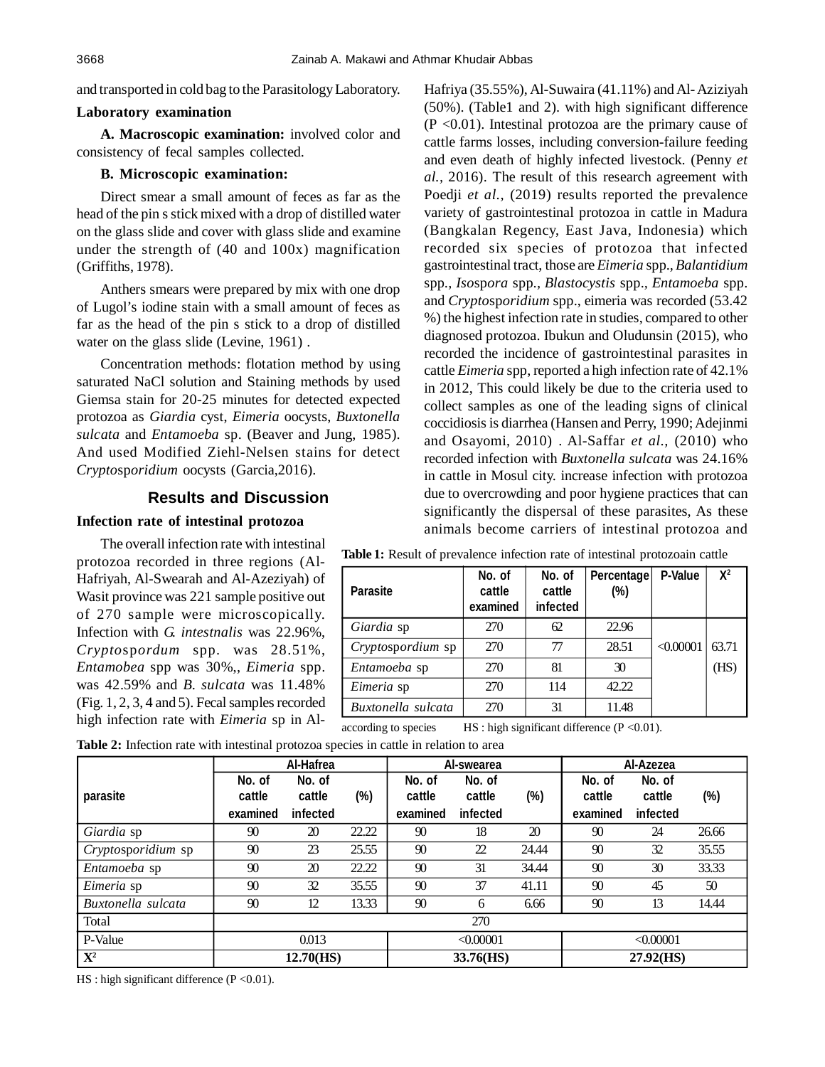and transported in cold bag to the Parasitology Laboratory.

**Laboratory examination**

**A. Macroscopic examination:** involved color and consistency of fecal samples collected.

**B. Microscopic examination:**

Direct smear a small amount of feces as far as the head of the pin s stick mixed with a drop of distilled water on the glass slide and cover with glass slide and examine under the strength of (40 and 100x) magnification (Griffiths, 1978).

Anthers smears were prepared by mix with one drop of Lugol's iodine stain with a small amount of feces as far as the head of the pin s stick to a drop of distilled water on the glass slide (Levine, 1961) .

Concentration methods: flotation method by using saturated NaCl solution and Staining methods by used Giemsa stain for 20-25 minutes for detected expected protozoa as *Giardia* cyst, *Eimeria* oocysts, *Buxtonella sulcata* and *Entamoeba* sp. (Beaver and Jung, 1985). And used Modified Ziehl-Nelsen stains for detect *Crypto*s*poridium* oocysts (Garcia,2016).

## Results and Discussion

### Infection rate of intestinal protozoa

The overall infection rate with intestinal protozoa recorded in three regions (Al-Hafriyah, Al-Swearah and Al-Azeziyah) of Wasit province was 221 sample positive out of 270 sample were microscopically. Infection with *G. intestnalis* was 22.96%, *Crypto*s*pordum* spp. was 28.51%, *Entamobea* spp was 30%,, *Eimeria* spp. was 42.59% and *B. sulcata* was 11.48% (Fig. 1, 2, 3, 4 and 5). Fecal samples recorded high infection rate with *Eimeria* sp in Al-Hafriya (35.55%), Al-Suwaira (41.11%) and Al- Aziziyah (50%). (Table1 and 2). with high significant difference (P <0.01). Intestinal protozoa are the primary cause of cattle farms losses, including conversion-failure feeding and even death of highly infected livestock. (Penny *et al.*, 2016). The result of this research agreement with Poedji *et al.*, (2019) results reported the prevalence variety of gastrointestinal protozoa in cattle in Madura (Bangkalan Regency, East Java, Indonesia) which recorded six species of protozoa that infected gastrointestinal tract, those are *Eimeria* spp., *Balantidium* spp., *Isospora* spp., *Blastocystis* spp., *Entamoeba* spp. and *Cryptosporidium* spp., eimeria was recorded (53.42 %) the highest infection rate in studies, compared to other diagnosed protozoa. Ibukun and Oludunsin (2015), who recorded the incidence of gastrointestinal parasites in cattle *Eimeria* spp, reported a high infection rate of 42.1% in 2012, This could likely be due to the criteria used to collect samples as one of the leading signs of clinical coccidiosis is diarrhea (Hansen and Perry, 1990; Adejinmi and Osayomi, 2010) . Al-Saffar *et al.*, (2010) who recorded infection with *Buxtonella sulcata* was 24.16% in cattle in Mosul city. increase infection with protozoa due to overcrowding and poor hygiene practices that can significantly the dispersal of these parasites, As these animals become carriers of intestinal protozoa and

**Table 1:** Result of prevalence infection rate of intestinal protozoain cattle

| Parasite | No. of cattle examined | No. of cattle infected | Percentage (%) | P-Value | $X^2$ |
|---|---|---|---|---|---|
| *Giardia* sp | 270 | 62 | 22.96 | <0.00001 | 63.71 (HS) |
| *Crypto*s*pordium* sp | 270 | 77 | 28.51 | | |
| *Entamoeba* sp | 270 | 81 | 30 | | |
| *Eimeria* sp | 270 | 114 | 42.22 | | |
| *Buxtonella sulcata* | 270 | 31 | 11.48 | | |

according to species HS : high significant difference (P <0.01).

**Table 2:** Infection rate with intestinal protozoa species in cattle in relation to area

| parasite | Al-Hafrea | | | Al-swearea | | | Al-Azezea | | |
|---|---|---|---|---|---|---|---|---|---|
| | No. of cattle examined | No. of cattle infected | (%) | No. of cattle examined | No. of cattle infected | (%) | No. of cattle examined | No. of cattle infected | (%) |
| *Giardia* sp | 90 | 20 | 22.22 | 90 | 18 | 20 | 90 | 24 | 26.66 |
| *Crypto*s*poridium* sp | 90 | 23 | 25.55 | 90 | 22 | 24.44 | 90 | 32 | 35.55 |
| *Entamoeba* sp | 90 | 20 | 22.22 | 90 | 31 | 34.44 | 90 | 30 | 33.33 |
| *Eimeria* sp | 90 | 32 | 35.55 | 90 | 37 | 41.11 | 90 | 45 | 50 |
| *Buxtonella sulcata* | 90 | 12 | 13.33 | 90 | 6 | 6.66 | 90 | 13 | 14.44 |
| Total | 270 | | | | | | | | |
| P-Value | 0.013 | | | <0.00001 | | | <0.00001 | | |
| **$X^2$** | **12.70(HS)** | | | **33.76(HS)** | | | **27.92(HS)** | | |

HS : high significant difference (P <0.01).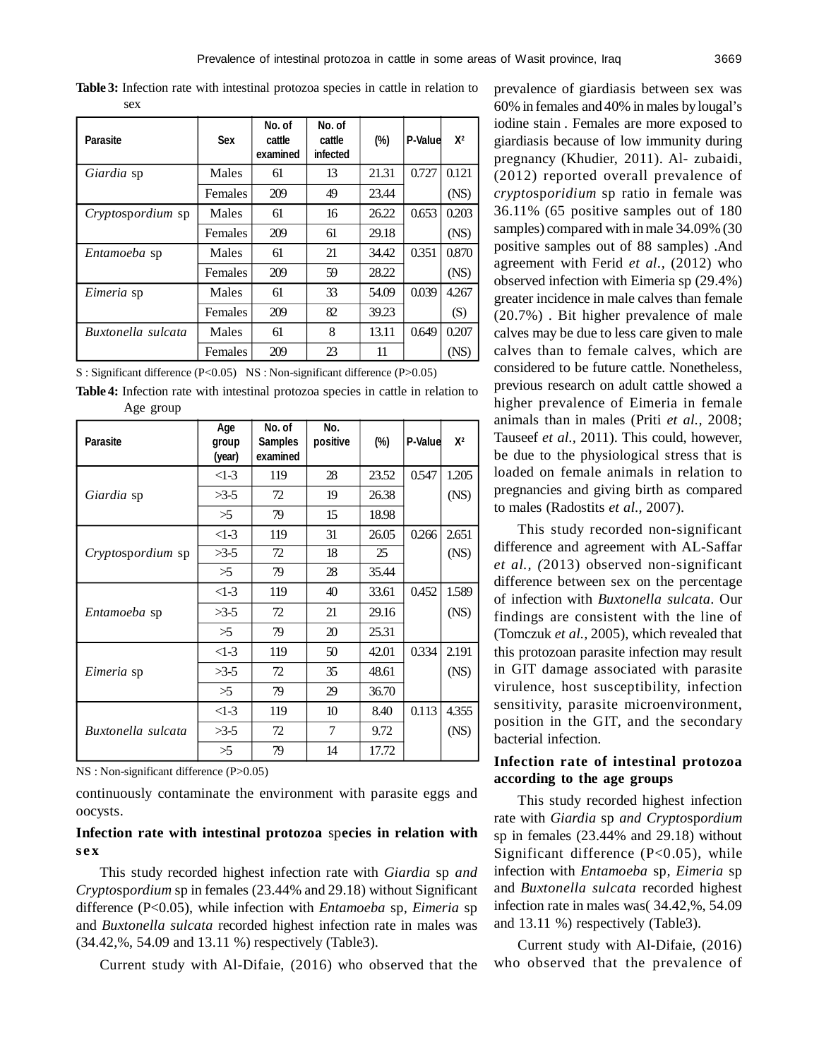**Table 3:** Infection rate with intestinal protozoa species in cattle in relation to sex

| Parasite | Sex | No. of cattle examined | No. of cattle infected | (%) | P-Value | $X^2$ |
|---|---|---|---|---|---|---|
| *Giardia* sp | Males | 61 | 13 | 21.31 | 0.727 | 0.121 |
| | Females | 209 | 49 | 23.44 | | (NS) |
| *Crypto*s*pordium* sp | Males | 61 | 16 | 26.22 | 0.653 | 0.203 |
| | Females | 209 | 61 | 29.18 | | (NS) |
| *Entamoeba* sp | Males | 61 | 21 | 34.42 | 0.351 | 0.870 |
| | Females | 209 | 59 | 28.22 | | (NS) |
| *Eimeria* sp | Males | 61 | 33 | 54.09 | 0.039 | 4.267 |
| | Females | 209 | 82 | 39.23 | | (S) |
| *Buxtonella sulcata* | Males | 61 | 8 | 13.11 | 0.649 | 0.207 |
| | Females | 209 | 23 | 11 | | (NS) |

S : Significant difference (P<0.05) NS : Non-significant difference (P>0.05)

**Table 4:** Infection rate with intestinal protozoa species in cattle in relation to Age group

| Parasite | Age group (year) | No. of Samples examined | No. positive | (%) | P-Value | $X^2$ |
|---|---|---|---|---|---|---|
| *Giardia* sp | <1-3 | 119 | 28 | 23.52 | 0.547 | 1.205 |
| | >3-5 | 72 | 19 | 26.38 | | (NS) |
| | >5 | 79 | 15 | 18.98 | | |
| *Crypto*s*pordium* sp | <1-3 | 119 | 31 | 26.05 | 0.266 | 2.651 |
| | >3-5 | 72 | 18 | 25 | | (NS) |
| | >5 | 79 | 28 | 35.44 | | |
| *Entamoeba* sp | <1-3 | 119 | 40 | 33.61 | 0.452 | 1.589 |
| | >3-5 | 72 | 21 | 29.16 | | (NS) |
| | >5 | 79 | 20 | 25.31 | | |
| *Eimeria* sp | <1-3 | 119 | 50 | 42.01 | 0.334 | 2.191 |
| | >3-5 | 72 | 35 | 48.61 | | (NS) |
| | >5 | 79 | 29 | 36.70 | | |
| *Buxtonella sulcata* | <1-3 | 119 | 10 | 8.40 | 0.113 | 4.355 |
| | >3-5 | 72 | 7 | 9.72 | | (NS) |
| | >5 | 79 | 14 | 17.72 | | |

NS : Non-significant difference (P>0.05)

continuously contaminate the environment with parasite eggs and oocysts.

### Infection rate with intestinal protozoa species in relation with sex

This study recorded highest infection rate with *Giardia* sp *and Crypto*s*pordium* sp in females (23.44% and 29.18) without Significant difference (P<0.05), while infection with *Entamoeba* sp*, Eimeria* sp and *Buxtonella sulcata* recorded highest infection rate in males was (34.42,%, 54.09 and 13.11 %) respectively (Table3).

Current study with Al-Difaie, (2016) who observed that the prevalence of giardiasis between sex was 60% in females and 40% in males by lougal's iodine stain . Females are more exposed to giardiasis because of low immunity during pregnancy (Khudier, 2011). Al- zubaidi, (2012) reported overall prevalence of *crypto*s*poridium* sp ratio in female was 36.11% (65 positive samples out of 180 samples) compared with in male 34.09% (30 positive samples out of 88 samples) .And agreement with Ferid *et al.,* (2012) who observed infection with Eimeria sp (29.4%) greater incidence in male calves than female (20.7%) . Bit higher prevalence of male calves may be due to less care given to male calves than to female calves, which are considered to be future cattle. Nonetheless, previous research on adult cattle showed a higher prevalence of Eimeria in female animals than in males (Priti *et al.,* 2008; Tauseef *et al.,* 2011). This could, however, be due to the physiological stress that is loaded on female animals in relation to pregnancies and giving birth as compared to males (Radostits *et al.,* 2007).

This study recorded non-significant difference and agreement with AL-Saffar *et al., (*2013) observed non-significant difference between sex on the percentage of infection with *Buxtonella sulcata*. Our findings are consistent with the line of (Tomczuk *et al.,* 2005), which revealed that this protozoan parasite infection may result in GIT damage associated with parasite virulence, host susceptibility, infection sensitivity, parasite microenvironment, position in the GIT, and the secondary bacterial infection.

### Infection rate of intestinal protozoa according to the age groups

This study recorded highest infection rate with *Giardia* sp *and Crypto*s*pordium* sp in females (23.44% and 29.18) without Significant difference (P<0.05), while infection with *Entamoeba* sp*, Eimeria* sp and *Buxtonella sulcata* recorded highest infection rate in males was( 34.42,%, 54.09 and 13.11 %) respectively (Table3).

Current study with Al-Difaie, (2016) who observed that the prevalence of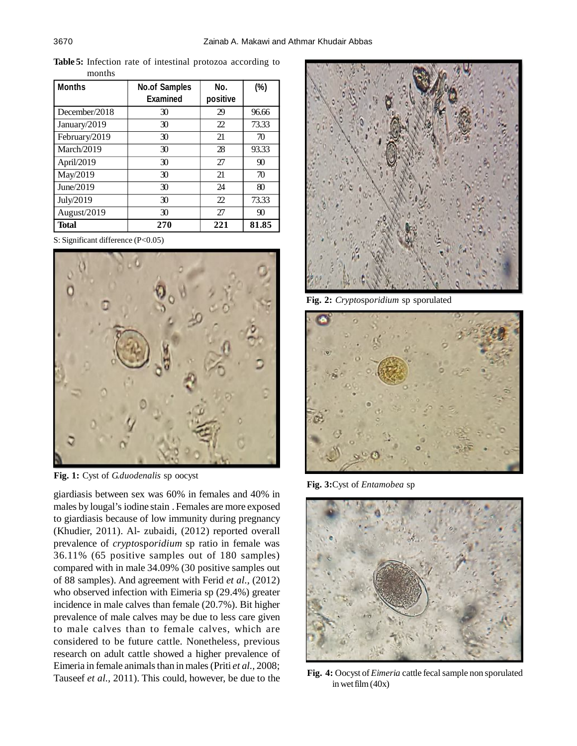**Table 5:** Infection rate of intestinal protozoa according to months

| Months | No.of Samples Examined | No. positive | (%) |
|---|---|---|---|
| December/2018 | 30 | 29 | 96.66 |
| January/2019 | 30 | 22 | 73.33 |
| February/2019 | 30 | 21 | 70 |
| March/2019 | 30 | 28 | 93.33 |
| April/2019 | 30 | 27 | 90 |
| May/2019 | 30 | 21 | 70 |
| June/2019 | 30 | 24 | 80 |
| July/2019 | 30 | 22 | 73.33 |
| August/2019 | 30 | 27 | 90 |
| **Total** | **270** | **221** | **81.85** |

S: Significant difference (P<0.05)

**Fig. 1:** Cyst of *G.duodenalis* sp oocyst

giardiasis between sex was 60% in females and 40% in males by lougal's iodine stain . Females are more exposed to giardiasis because of low immunity during pregnancy (Khudier, 2011). Al- zubaidi, (2012) reported overall prevalence of *cryptosporidium* sp ratio in female was 36.11% (65 positive samples out of 180 samples) compared with in male 34.09% (30 positive samples out of 88 samples). And agreement with Ferid *et al.*, (2012) who observed infection with Eimeria sp (29.4%) greater incidence in male calves than female (20.7%). Bit higher prevalence of male calves may be due to less care given to male calves than to female calves, which are considered to be future cattle. Nonetheless, previous research on adult cattle showed a higher prevalence of Eimeria in female animals than in males (Priti *et al.,* 2008; Tauseef *et al.,* 2011). This could, however, be due to the

**Fig. 2:** *Cryptosporidium* sp sporulated

**Fig. 3:** Cyst of *Entamobea* sp

**Fig. 4:** Oocyst of *Eimeria* cattle fecal sample non sporulated in wet film (40x)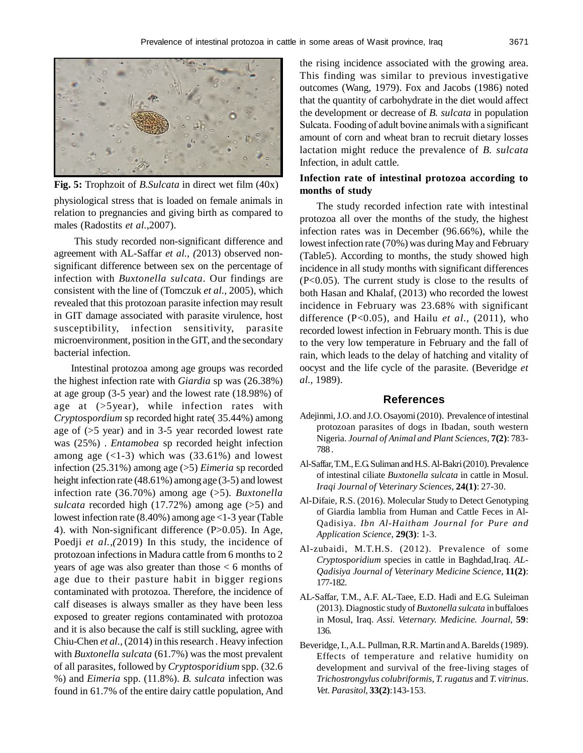**Fig. 5:** Trophzoit of *B.Sulcata* in direct wet film (40x)

physiological stress that is loaded on female animals in relation to pregnancies and giving birth as compared to males (Radostits *et al.*,2007).

This study recorded non-significant difference and agreement with AL-Saffar *et al., (*2013) observed non-significant difference between sex on the percentage of infection with *Buxtonella sulcata*. Our findings are consistent with the line of (Tomczuk *et al.,* 2005), which revealed that this protozoan parasite infection may result in GIT damage associated with parasite virulence, host susceptibility, infection sensitivity, parasite microenvironment, position in the GIT, and the secondary bacterial infection.

Intestinal protozoa among age groups was recorded the highest infection rate with *Giardia* sp was (26.38%) at age group (3-5 year) and the lowest rate (18.98%) of age at (>5year), while infection rates with *Cryptospordium* sp recorded hight rate( 35.44%) among age of (>5 year) and in 3-5 year recorded lowest rate was (25%) . *Entamobea* sp recorded height infection among age (<1-3) which was (33.61%) and lowest infection (25.31%) among age (>5) *Eimeria* sp recorded height infection rate (48.61%) among age (3-5) and lowest infection rate (36.70%) among age (>5). *Buxtonella sulcata* recorded high (17.72%) among age (>5) and lowest infection rate (8.40%) among age <1-3 year (Table 4). with Non-significant difference (P>0.05). In Age, Poedji *et al.,(*2019) In this study, the incidence of protozoan infections in Madura cattle from 6 months to 2 years of age was also greater than those < 6 months of age due to their pasture habit in bigger regions contaminated with protozoa. Therefore, the incidence of calf diseases is always smaller as they have been less exposed to greater regions contaminated with protozoa and it is also because the calf is still suckling, agree with Chiu-Chen *et al.*, (2014) in this research . Heavy infection with *Buxtonella sulcata* (61.7%) was the most prevalent of all parasites, followed by *Cryptosporidium* spp. (32.6 %) and *Eimeria* spp. (11.8%). *B. sulcata* infection was found in 61.7% of the entire dairy cattle population, And the rising incidence associated with the growing area. This finding was similar to previous investigative outcomes (Wang, 1979). Fox and Jacobs (1986) noted that the quantity of carbohydrate in the diet would affect the development or decrease of *B. sulcata* in population Sulcata. Fooding of adult bovine animals with a significant amount of corn and wheat bran to recruit dietary losses lactation might reduce the prevalence of *B. sulcata* Infection, in adult cattle.

## Infection rate of intestinal protozoa according to months of study

The study recorded infection rate with intestinal protozoa all over the months of the study, the highest infection rates was in December (96.66%), while the lowest infection rate (70%) was during May and February (Table5). According to months, the study showed high incidence in all study months with significant differences (P<0.05). The current study is close to the results of both Hasan and Khalaf, (2013) who recorded the lowest incidence in February was 23.68% with significant difference (P<0.05), and Hailu *et al.,* (2011), who recorded lowest infection in February month. This is due to the very low temperature in February and the fall of rain, which leads to the delay of hatching and vitality of oocyst and the life cycle of the parasite. (Beveridge *et al.,* 1989).

## References

Adejinmi, J.O. and J.O. Osayomi (2010). Prevalence of intestinal protozoan parasites of dogs in Ibadan, south western Nigeria. *Journal of Animal and Plant Sciences,* **7(2)**: 783-788 .

Al-Saffar, T.M., E.G. Suliman and H.S. Al-Bakri (2010). Prevalence of intestinal ciliate *Buxtonella sulcata* in cattle in Mosul. *Iraqi Journal of Veterinary Sciences,* **24(1)**: 27-30.

Al-Difaie, R.S. (2016). Molecular Study to Detect Genotyping of Giardia lamblia from Human and Cattle Feces in Al-Qadisiya. *Ibn Al-Haitham Journal for Pure and Application Science,* **29(3)**: 1-3.

Al-zubaidi, M.T.H.S. (2012). Prevalence of some *Cryptosporidium* species in cattle in Baghdad,Iraq. *AL-Qadisiya Journal of Veterinary Medicine Science,* **11(2)**: 177-182.

AL-Saffar, T.M., A.F. AL-Taee, E.D. Hadi and E.G. Suleiman (2013). Diagnostic study of *Buxtonella sulcata* in buffaloes in Mosul, Iraq. *Assi. Veternary. Medicine. Journal,* **59**: 136.

Beveridge, I., A.L. Pullman, R.R. Martin and A. Barelds (1989). Effects of temperature and relative humidity on development and survival of the free-living stages of *Trichostrongylus colubriformis, T. rugatus* and *T. vitrinus*. *Vet. Parasitol,* **33(2)**:143-153.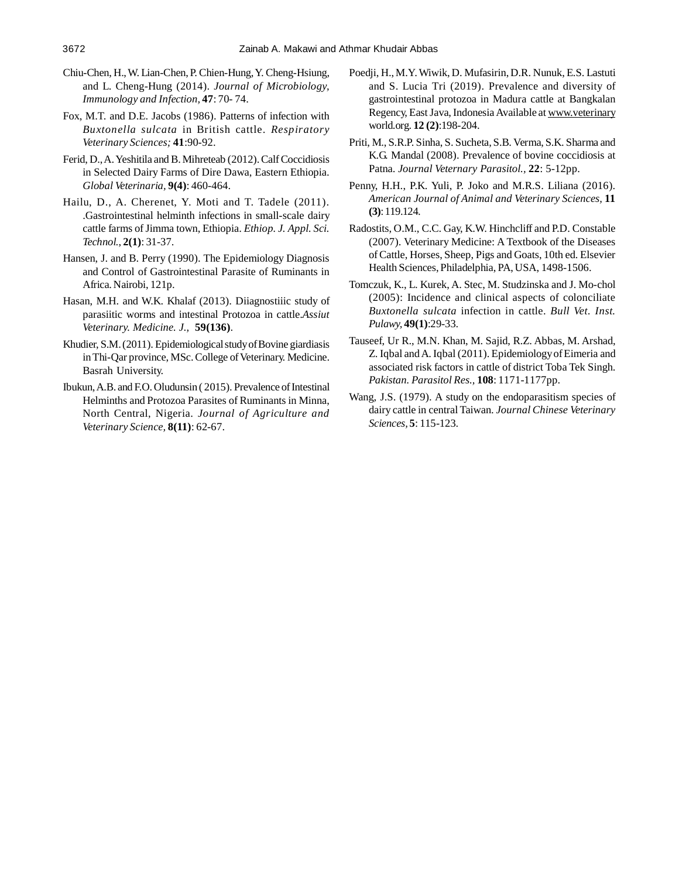Chiu-Chen, H., W. Lian-Chen, P. Chien-Hung, Y. Cheng-Hsiung, and L. Cheng-Hung (2014). *Journal of Microbiology, Immunology and Infection*, **47**: 70- 74.

Fox, M.T. and D.E. Jacobs (1986). Patterns of infection with *Buxtonella sulcata* in British cattle. *Respiratory Veterinary Sciences;* **41**:90-92.

Ferid, D., A. Yeshitila and B. Mihreteab (2012). Calf Coccidiosis in Selected Dairy Farms of Dire Dawa, Eastern Ethiopia. *Global Veterinaria*, **9(4)**: 460-464.

Hailu, D., A. Cherenet, Y. Moti and T. Tadele (2011). .Gastrointestinal helminth infections in small-scale dairy cattle farms of Jimma town, Ethiopia. *Ethiop. J. Appl. Sci. Technol.*, **2(1)**: 31-37.

Hansen, J. and B. Perry (1990). The Epidemiology Diagnosis and Control of Gastrointestinal Parasite of Ruminants in Africa. Nairobi, 121p.

Hasan, M.H. and W.K. Khalaf (2013). Diiagnostiiic study of parasiitic worms and intestinal Protozoa in cattle.*Assiut Veterinary. Medicine. J.,* **59(136)**.

Khudier, S.M. (2011). Epidemiological study of Bovine giardiasis in Thi-Qar province, MSc. College of Veterinary. Medicine. Basrah University.

Ibukun, A.B. and F.O. Oludunsin ( 2015). Prevalence of Intestinal Helminths and Protozoa Parasites of Ruminants in Minna, North Central, Nigeria. *Journal of Agriculture and Veterinary Science*, **8(11)**: 62-67.

Poedji, H., M.Y. Wiwik, D. Mufasirin, D.R. Nunuk, E.S. Lastuti and S. Lucia Tri (2019). Prevalence and diversity of gastrointestinal protozoa in Madura cattle at Bangkalan Regency, East Java, Indonesia Available at www.veterinary world.org. **12 (2)**:198-204.

Priti, M., S.R.P. Sinha, S. Sucheta, S.B. Verma, S.K. Sharma and K.G. Mandal (2008). Prevalence of bovine coccidiosis at Patna. *Journal Veternary Parasitol.*, **22**: 5-12pp.

Penny, H.H., P.K. Yuli, P. Joko and M.R.S. Liliana (2016). *American Journal of Animal and Veterinary Sciences*, **11 (3)**: 119.124.

Radostits, O.M., C.C. Gay, K.W. Hinchcliff and P.D. Constable (2007). Veterinary Medicine: A Textbook of the Diseases of Cattle, Horses, Sheep, Pigs and Goats, 10th ed. Elsevier Health Sciences, Philadelphia, PA, USA, 1498-1506.

Tomczuk, K., L. Kurek, A. Stec, M. Studzinska and J. Mo-chol (2005): Incidence and clinical aspects of colonciliate *Buxtonella sulcata* infection in cattle. *Bull Vet. Inst. Pulawy*, **49(1)**:29-33.

Tauseef, Ur R., M.N. Khan, M. Sajid, R.Z. Abbas, M. Arshad, Z. Iqbal and A. Iqbal (2011). Epidemiology of Eimeria and associated risk factors in cattle of district Toba Tek Singh. *Pakistan. Parasitol Res.*, **108**: 1171-1177pp.

Wang, J.S. (1979). A study on the endoparasitism species of dairy cattle in central Taiwan. *Journal Chinese Veterinary Sciences*, **5**: 115-123.